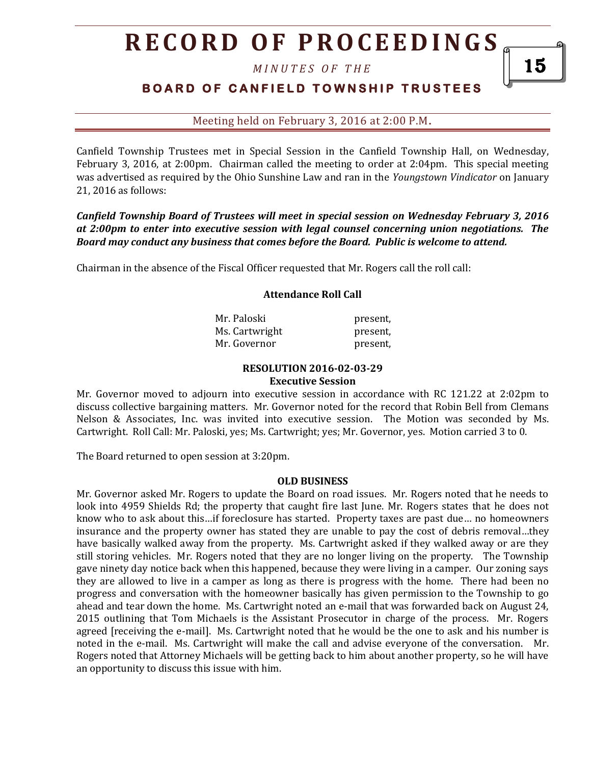Canfield Township Trustees met in Special Session in the Canfield Township Hall, on Wednesday, February 3, 2016, at 2:00pm. Chairman called the meeting to order at 2:04pm. This special meeting was advertised as required by the Ohio Sunshine Law and ran in the *Youngstown Vindicator* on January 21, 2016 as follows:

***Canfield Township Board of Trustees will meet in special session on Wednesday February 3, 2016 at 2:00pm to enter into executive session with legal counsel concerning union negotiations. The Board may conduct any business that comes before the Board. Public is welcome to attend.***

Chairman in the absence of the Fiscal Officer requested that Mr. Rogers call the roll call:

**Attendance Roll Call**

| | |
|---|---|
| Mr. Paloski | present, |
| Ms. Cartwright | present, |
| Mr. Governor | present, |

**RESOLUTION 2016-02-03-29**
**Executive Session**

Mr. Governor moved to adjourn into executive session in accordance with RC 121.22 at 2:02pm to discuss collective bargaining matters. Mr. Governor noted for the record that Robin Bell from Clemans Nelson & Associates, Inc. was invited into executive session. The Motion was seconded by Ms. Cartwright. Roll Call: Mr. Paloski, yes; Ms. Cartwright; yes; Mr. Governor, yes. Motion carried 3 to 0.

The Board returned to open session at 3:20pm.

**OLD BUSINESS**

Mr. Governor asked Mr. Rogers to update the Board on road issues. Mr. Rogers noted that he needs to look into 4959 Shields Rd; the property that caught fire last June. Mr. Rogers states that he does not know who to ask about this…if foreclosure has started. Property taxes are past due… no homeowners insurance and the property owner has stated they are unable to pay the cost of debris removal…they have basically walked away from the property. Ms. Cartwright asked if they walked away or are they still storing vehicles. Mr. Rogers noted that they are no longer living on the property. The Township gave ninety day notice back when this happened, because they were living in a camper. Our zoning says they are allowed to live in a camper as long as there is progress with the home. There had been no progress and conversation with the homeowner basically has given permission to the Township to go ahead and tear down the home. Ms. Cartwright noted an e-mail that was forwarded back on August 24, 2015 outlining that Tom Michaels is the Assistant Prosecutor in charge of the process. Mr. Rogers agreed [receiving the e-mail]. Ms. Cartwright noted that he would be the one to ask and his number is noted in the e-mail. Ms. Cartwright will make the call and advise everyone of the conversation. Mr. Rogers noted that Attorney Michaels will be getting back to him about another property, so he will have an opportunity to discuss this issue with him.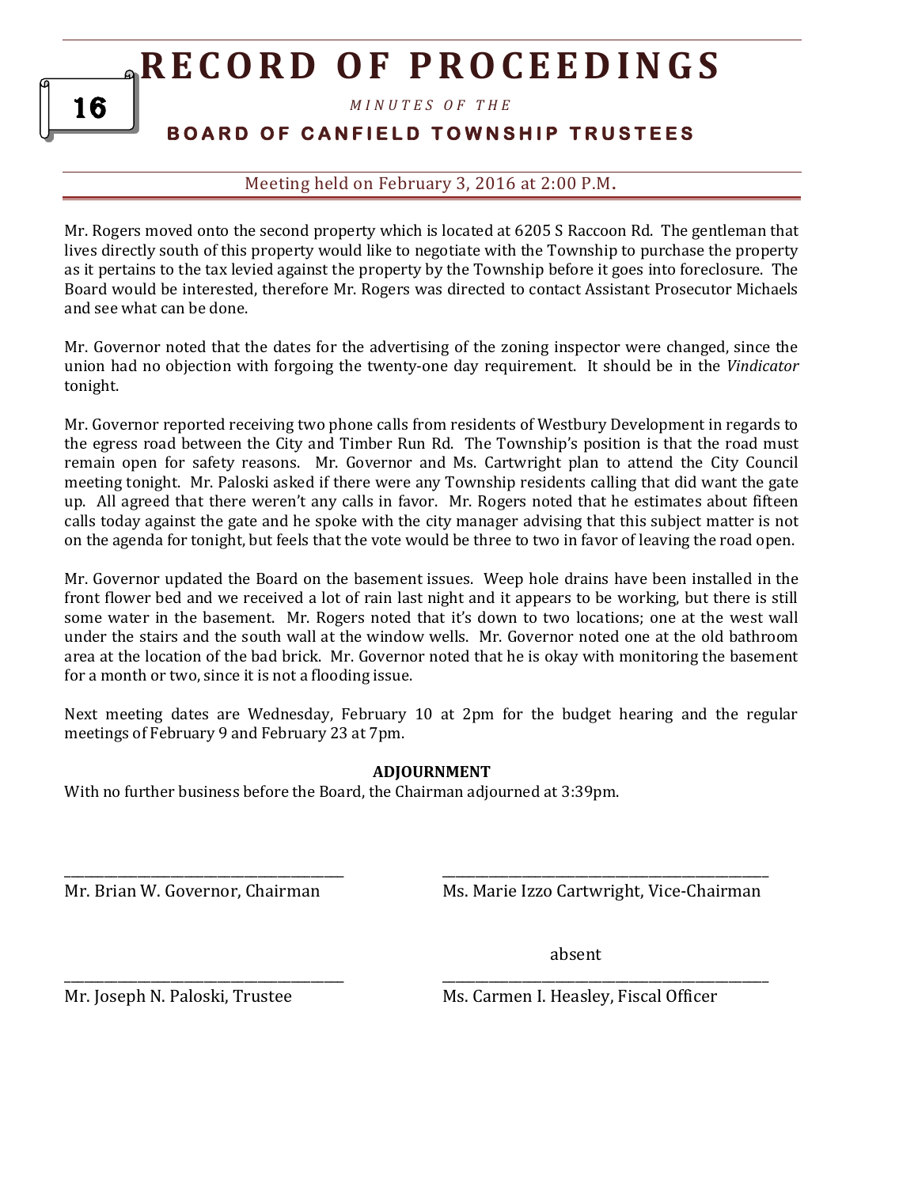Mr. Rogers moved onto the second property which is located at 6205 S Raccoon Rd. The gentleman that lives directly south of this property would like to negotiate with the Township to purchase the property as it pertains to the tax levied against the property by the Township before it goes into foreclosure. The Board would be interested, therefore Mr. Rogers was directed to contact Assistant Prosecutor Michaels and see what can be done.

Mr. Governor noted that the dates for the advertising of the zoning inspector were changed, since the union had no objection with forgoing the twenty-one day requirement. It should be in the *Vindicator* tonight.

Mr. Governor reported receiving two phone calls from residents of Westbury Development in regards to the egress road between the City and Timber Run Rd. The Township's position is that the road must remain open for safety reasons. Mr. Governor and Ms. Cartwright plan to attend the City Council meeting tonight. Mr. Paloski asked if there were any Township residents calling that did want the gate up. All agreed that there weren't any calls in favor. Mr. Rogers noted that he estimates about fifteen calls today against the gate and he spoke with the city manager advising that this subject matter is not on the agenda for tonight, but feels that the vote would be three to two in favor of leaving the road open.

Mr. Governor updated the Board on the basement issues. Weep hole drains have been installed in the front flower bed and we received a lot of rain last night and it appears to be working, but there is still some water in the basement. Mr. Rogers noted that it's down to two locations; one at the west wall under the stairs and the south wall at the window wells. Mr. Governor noted one at the old bathroom area at the location of the bad brick. Mr. Governor noted that he is okay with monitoring the basement for a month or two, since it is not a flooding issue.

Next meeting dates are Wednesday, February 10 at 2pm for the budget hearing and the regular meetings of February 9 and February 23 at 7pm.

**ADJOURNMENT**

With no further business before the Board, the Chairman adjourned at 3:39pm.

\_\_\_\_\_\_\_\_\_\_\_\_\_\_\_\_\_\_\_\_\_\_\_\_\_\_\_\_\_\_\_\_\_\_\_\_\_\_
Mr. Brian W. Governor, Chairman

\_\_\_\_\_\_\_\_\_\_\_\_\_\_\_\_\_\_\_\_\_\_\_\_\_\_\_\_\_\_\_\_\_\_\_\_\_\_
Ms. Marie Izzo Cartwright, Vice-Chairman

\_\_\_\_\_\_\_\_\_\_\_\_\_\_\_\_\_\_\_\_\_\_\_\_\_\_\_\_\_\_\_\_\_\_\_\_\_\_
Mr. Joseph N. Paloski, Trustee

absent
\_\_\_\_\_\_\_\_\_\_\_\_\_\_\_\_\_\_\_\_\_\_\_\_\_\_\_\_\_\_\_\_\_\_\_\_\_\_
Ms. Carmen I. Heasley, Fiscal Officer